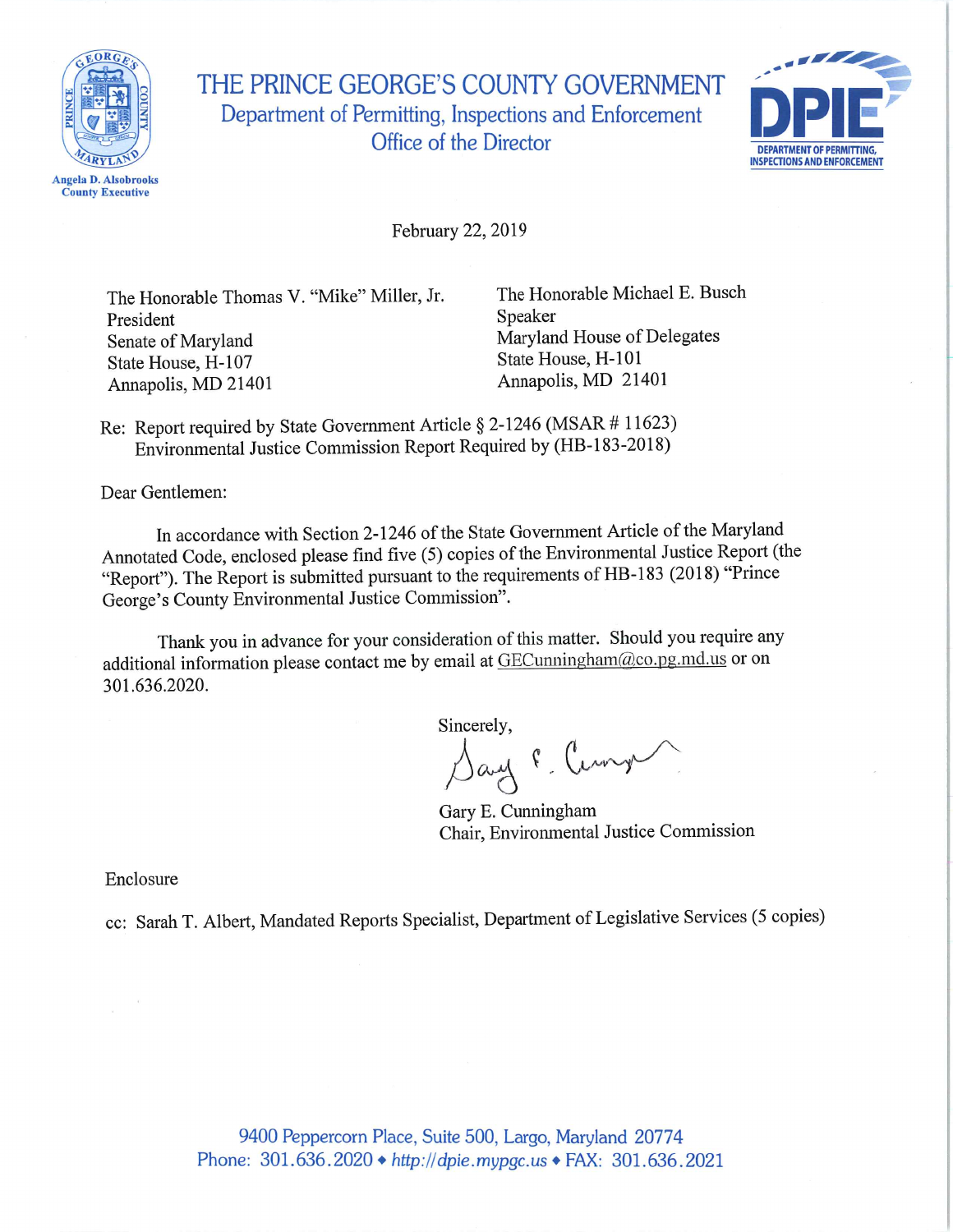# THE PRINCE GEORGE'S COUNTY GOVERNMENT

## Department of Permitting, Inspections and Enforcement

### Office of the Director

Angela D. Alsobrooks
County Executive

DPIE
DEPARTMENT OF PERMITTING, INSPECTIONS AND ENFORCEMENT

February 22, 2019

The Honorable Thomas V. "Mike" Miller, Jr.
President
Senate of Maryland
State House, H-107
Annapolis, MD 21401

The Honorable Michael E. Busch
Speaker
Maryland House of Delegates
State House, H-101
Annapolis, MD 21401

Re: Report required by State Government Article § 2-1246 (MSAR # 11623)
Environmental Justice Commission Report Required by (HB-183-2018)

Dear Gentlemen:

In accordance with Section 2-1246 of the State Government Article of the Maryland Annotated Code, enclosed please find five (5) copies of the Environmental Justice Report (the "Report"). The Report is submitted pursuant to the requirements of HB-183 (2018) "Prince George's County Environmental Justice Commission".

Thank you in advance for your consideration of this matter. Should you require any additional information please contact me by email at GECunningham@co.pg.md.us or on 301.636.2020.

Sincerely,

Gary E. Cunningham
Chair, Environmental Justice Commission

Enclosure

cc: Sarah T. Albert, Mandated Reports Specialist, Department of Legislative Services (5 copies)

9400 Peppercorn Place, Suite 500, Largo, Maryland 20774
Phone: 301.636.2020 ◆ http://dpie.mypgc.us ◆ FAX: 301.636.2021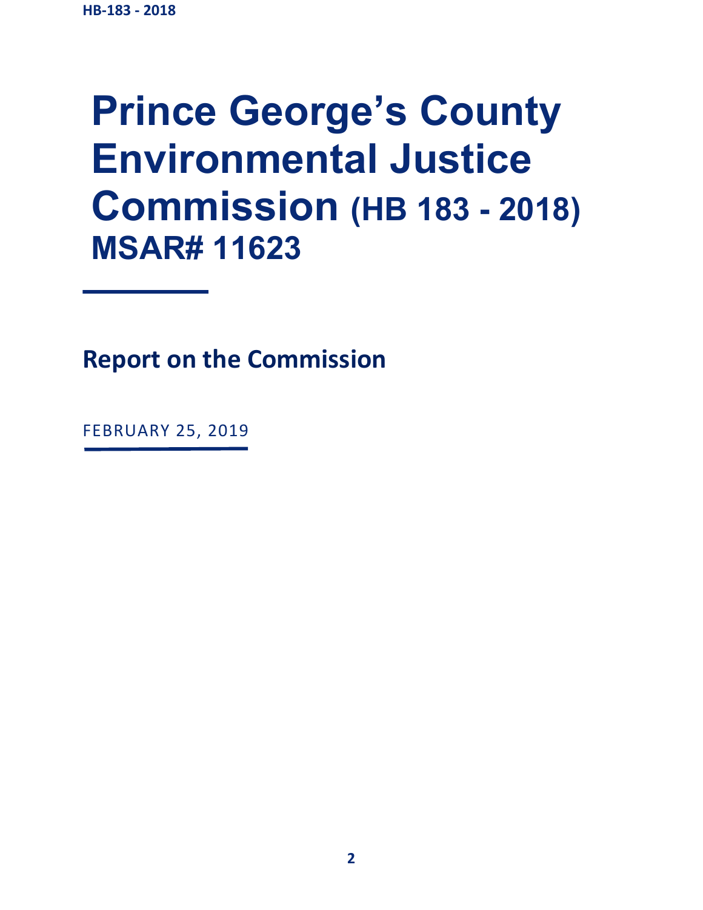# Prince George's County Environmental Justice Commission (HB 183 - 2018) MSAR# 11623

## Report on the Commission

FEBRUARY 25, 2019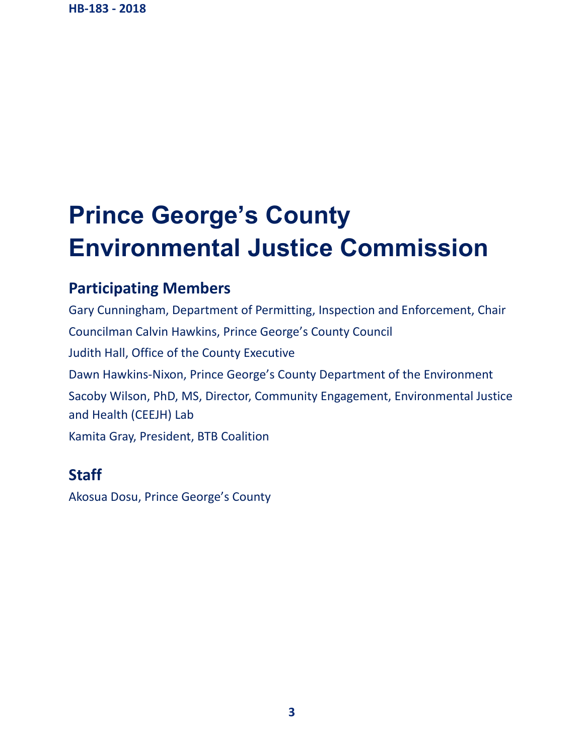# Prince George's County Environmental Justice Commission

## Participating Members

Gary Cunningham, Department of Permitting, Inspection and Enforcement, Chair

Councilman Calvin Hawkins, Prince George's County Council

Judith Hall, Office of the County Executive

Dawn Hawkins-Nixon, Prince George's County Department of the Environment

Sacoby Wilson, PhD, MS, Director, Community Engagement, Environmental Justice and Health (CEEJH) Lab

Kamita Gray, President, BTB Coalition

## Staff

Akosua Dosu, Prince George's County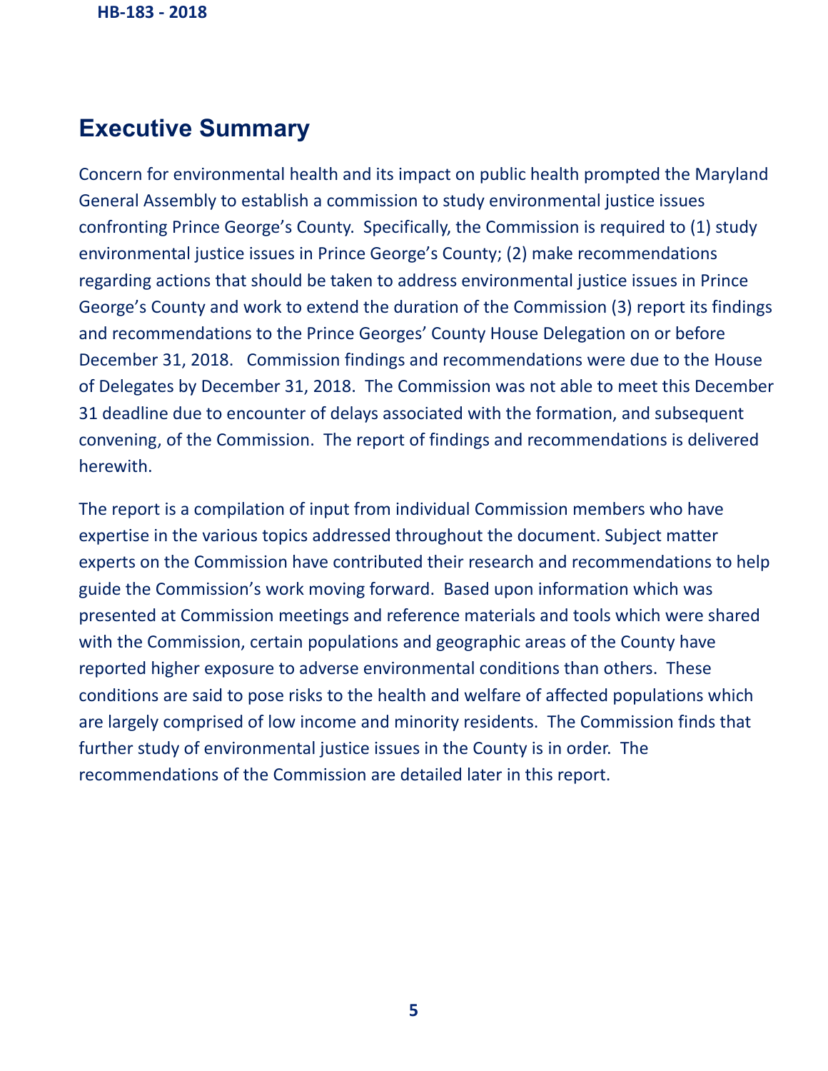## Executive Summary

Concern for environmental health and its impact on public health prompted the Maryland General Assembly to establish a commission to study environmental justice issues confronting Prince George's County. Specifically, the Commission is required to (1) study environmental justice issues in Prince George's County; (2) make recommendations regarding actions that should be taken to address environmental justice issues in Prince George's County and work to extend the duration of the Commission (3) report its findings and recommendations to the Prince Georges' County House Delegation on or before December 31, 2018. Commission findings and recommendations were due to the House of Delegates by December 31, 2018. The Commission was not able to meet this December 31 deadline due to encounter of delays associated with the formation, and subsequent convening, of the Commission. The report of findings and recommendations is delivered herewith.

The report is a compilation of input from individual Commission members who have expertise in the various topics addressed throughout the document. Subject matter experts on the Commission have contributed their research and recommendations to help guide the Commission's work moving forward. Based upon information which was presented at Commission meetings and reference materials and tools which were shared with the Commission, certain populations and geographic areas of the County have reported higher exposure to adverse environmental conditions than others. These conditions are said to pose risks to the health and welfare of affected populations which are largely comprised of low income and minority residents. The Commission finds that further study of environmental justice issues in the County is in order. The recommendations of the Commission are detailed later in this report.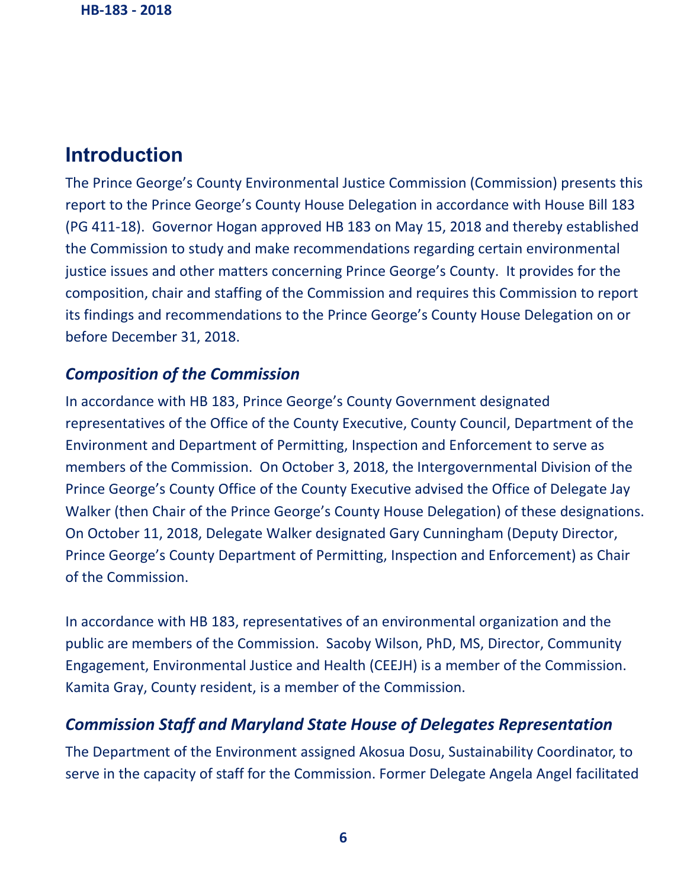## Introduction

The Prince George's County Environmental Justice Commission (Commission) presents this report to the Prince George's County House Delegation in accordance with House Bill 183 (PG 411-18). Governor Hogan approved HB 183 on May 15, 2018 and thereby established the Commission to study and make recommendations regarding certain environmental justice issues and other matters concerning Prince George's County. It provides for the composition, chair and staffing of the Commission and requires this Commission to report its findings and recommendations to the Prince George's County House Delegation on or before December 31, 2018.

### *Composition of the Commission*

In accordance with HB 183, Prince George's County Government designated representatives of the Office of the County Executive, County Council, Department of the Environment and Department of Permitting, Inspection and Enforcement to serve as members of the Commission. On October 3, 2018, the Intergovernmental Division of the Prince George's County Office of the County Executive advised the Office of Delegate Jay Walker (then Chair of the Prince George's County House Delegation) of these designations. On October 11, 2018, Delegate Walker designated Gary Cunningham (Deputy Director, Prince George's County Department of Permitting, Inspection and Enforcement) as Chair of the Commission.

In accordance with HB 183, representatives of an environmental organization and the public are members of the Commission. Sacoby Wilson, PhD, MS, Director, Community Engagement, Environmental Justice and Health (CEEJH) is a member of the Commission. Kamita Gray, County resident, is a member of the Commission.

### *Commission Staff and Maryland State House of Delegates Representation*

The Department of the Environment assigned Akosua Dosu, Sustainability Coordinator, to serve in the capacity of staff for the Commission. Former Delegate Angela Angel facilitated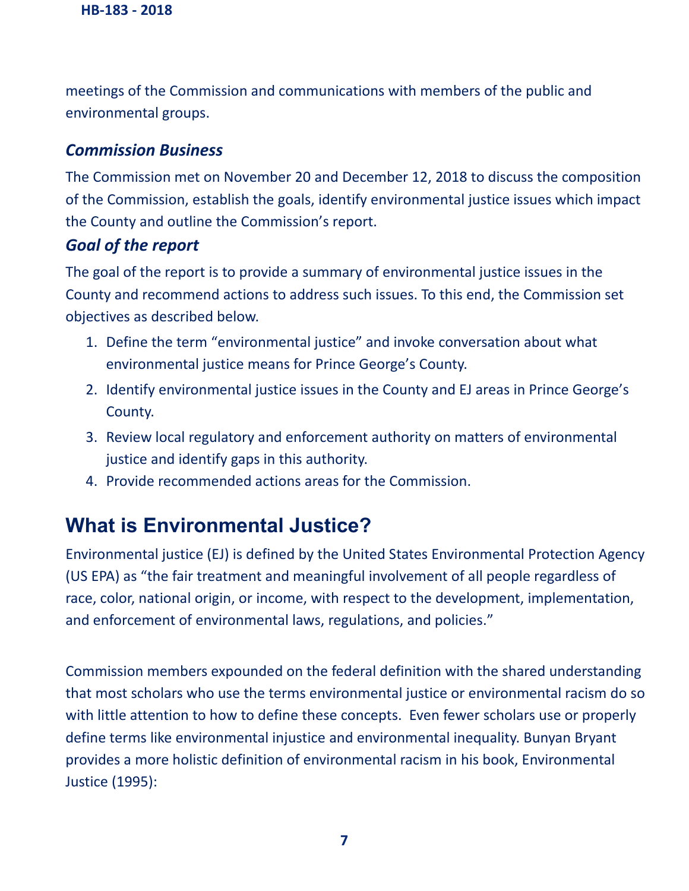meetings of the Commission and communications with members of the public and environmental groups.

### *Commission Business*

The Commission met on November 20 and December 12, 2018 to discuss the composition of the Commission, establish the goals, identify environmental justice issues which impact the County and outline the Commission's report.

### *Goal of the report*

The goal of the report is to provide a summary of environmental justice issues in the County and recommend actions to address such issues. To this end, the Commission set objectives as described below.

1. Define the term "environmental justice" and invoke conversation about what environmental justice means for Prince George's County.
2. Identify environmental justice issues in the County and EJ areas in Prince George's County.
3. Review local regulatory and enforcement authority on matters of environmental justice and identify gaps in this authority.
4. Provide recommended actions areas for the Commission.

## What is Environmental Justice?

Environmental justice (EJ) is defined by the United States Environmental Protection Agency (US EPA) as "the fair treatment and meaningful involvement of all people regardless of race, color, national origin, or income, with respect to the development, implementation, and enforcement of environmental laws, regulations, and policies."

Commission members expounded on the federal definition with the shared understanding that most scholars who use the terms environmental justice or environmental racism do so with little attention to how to define these concepts. Even fewer scholars use or properly define terms like environmental injustice and environmental inequality. Bunyan Bryant provides a more holistic definition of environmental racism in his book, Environmental Justice (1995):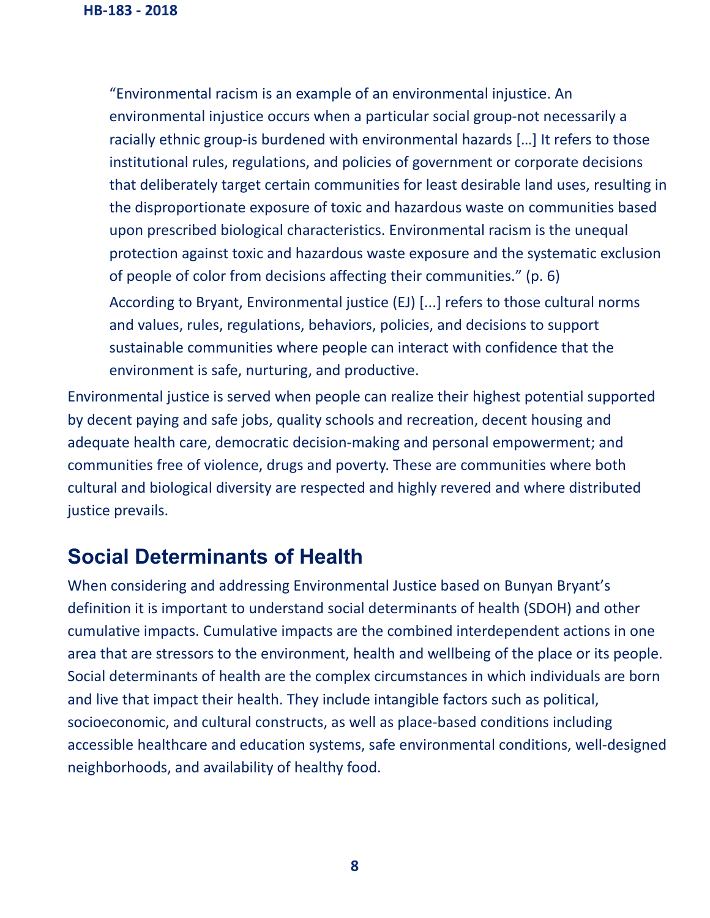> "Environmental racism is an example of an environmental injustice. An environmental injustice occurs when a particular social group-not necessarily a racially ethnic group-is burdened with environmental hazards […] It refers to those institutional rules, regulations, and policies of government or corporate decisions that deliberately target certain communities for least desirable land uses, resulting in the disproportionate exposure of toxic and hazardous waste on communities based upon prescribed biological characteristics. Environmental racism is the unequal protection against toxic and hazardous waste exposure and the systematic exclusion of people of color from decisions affecting their communities." (p. 6)
>
> According to Bryant, Environmental justice (EJ) [...] refers to those cultural norms and values, rules, regulations, behaviors, policies, and decisions to support sustainable communities where people can interact with confidence that the environment is safe, nurturing, and productive.

Environmental justice is served when people can realize their highest potential supported by decent paying and safe jobs, quality schools and recreation, decent housing and adequate health care, democratic decision-making and personal empowerment; and communities free of violence, drugs and poverty. These are communities where both cultural and biological diversity are respected and highly revered and where distributed justice prevails.

## Social Determinants of Health

When considering and addressing Environmental Justice based on Bunyan Bryant's definition it is important to understand social determinants of health (SDOH) and other cumulative impacts. Cumulative impacts are the combined interdependent actions in one area that are stressors to the environment, health and wellbeing of the place or its people. Social determinants of health are the complex circumstances in which individuals are born and live that impact their health. They include intangible factors such as political, socioeconomic, and cultural constructs, as well as place-based conditions including accessible healthcare and education systems, safe environmental conditions, well-designed neighborhoods, and availability of healthy food.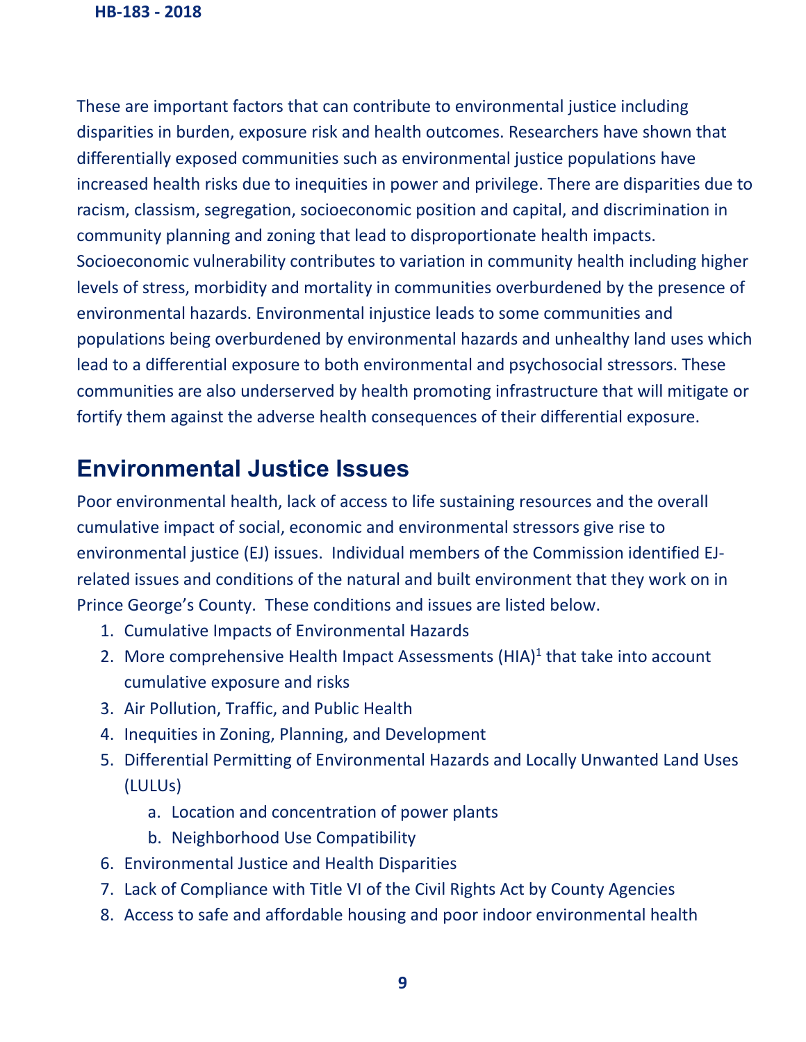These are important factors that can contribute to environmental justice including disparities in burden, exposure risk and health outcomes. Researchers have shown that differentially exposed communities such as environmental justice populations have increased health risks due to inequities in power and privilege. There are disparities due to racism, classism, segregation, socioeconomic position and capital, and discrimination in community planning and zoning that lead to disproportionate health impacts. Socioeconomic vulnerability contributes to variation in community health including higher levels of stress, morbidity and mortality in communities overburdened by the presence of environmental hazards. Environmental injustice leads to some communities and populations being overburdened by environmental hazards and unhealthy land uses which lead to a differential exposure to both environmental and psychosocial stressors. These communities are also underserved by health promoting infrastructure that will mitigate or fortify them against the adverse health consequences of their differential exposure.

## Environmental Justice Issues

Poor environmental health, lack of access to life sustaining resources and the overall cumulative impact of social, economic and environmental stressors give rise to environmental justice (EJ) issues. Individual members of the Commission identified EJ-related issues and conditions of the natural and built environment that they work on in Prince George's County. These conditions and issues are listed below.

1. Cumulative Impacts of Environmental Hazards
2. More comprehensive Health Impact Assessments (HIA)[1] that take into account cumulative exposure and risks
3. Air Pollution, Traffic, and Public Health
4. Inequities in Zoning, Planning, and Development
5. Differential Permitting of Environmental Hazards and Locally Unwanted Land Uses (LULUs)
    a. Location and concentration of power plants
    b. Neighborhood Use Compatibility
6. Environmental Justice and Health Disparities
7. Lack of Compliance with Title VI of the Civil Rights Act by County Agencies
8. Access to safe and affordable housing and poor indoor environmental health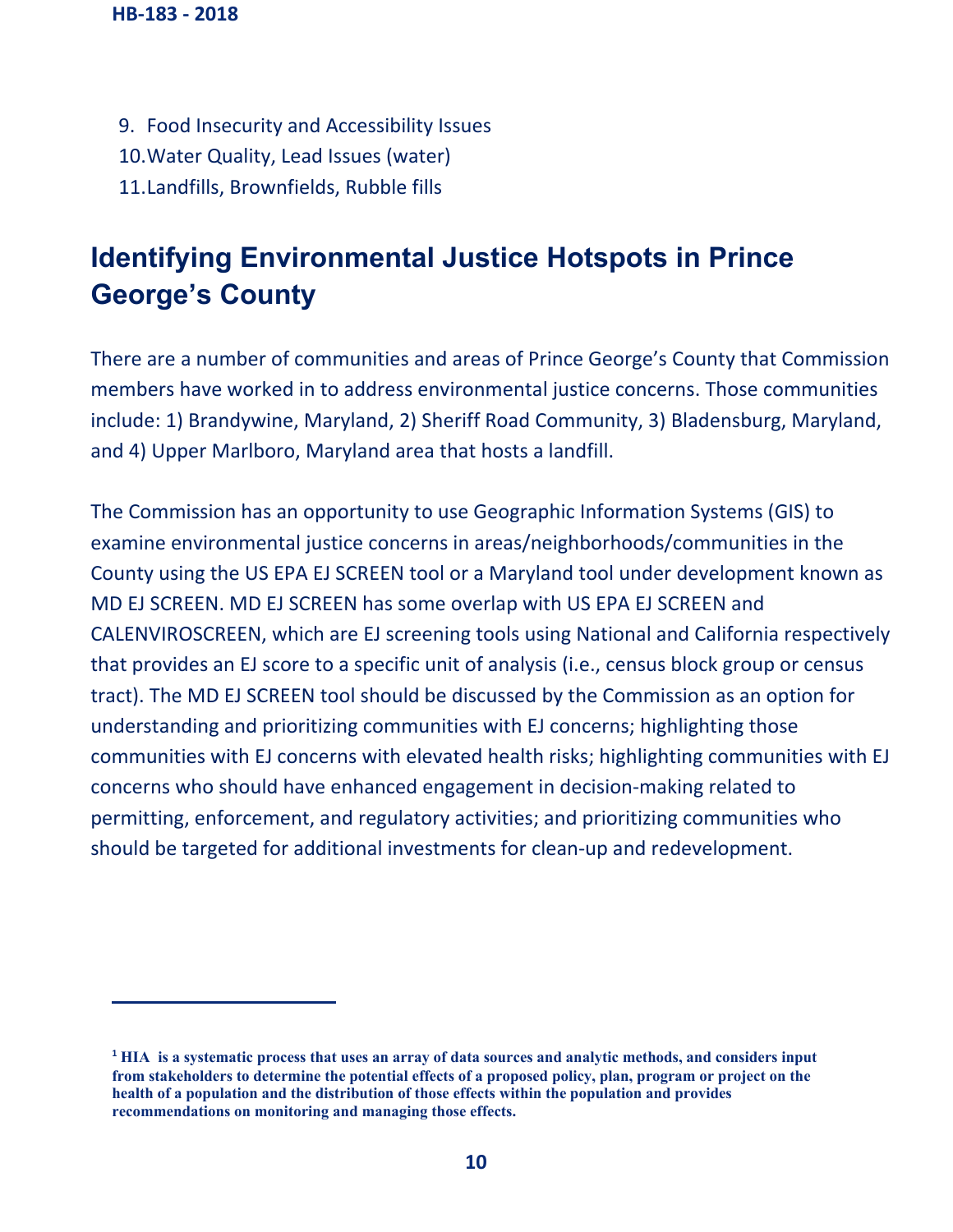9. Food Insecurity and Accessibility Issues
10. Water Quality, Lead Issues (water)
11. Landfills, Brownfields, Rubble fills

## Identifying Environmental Justice Hotspots in Prince George's County

There are a number of communities and areas of Prince George's County that Commission members have worked in to address environmental justice concerns. Those communities include: 1) Brandywine, Maryland, 2) Sheriff Road Community, 3) Bladensburg, Maryland, and 4) Upper Marlboro, Maryland area that hosts a landfill.

The Commission has an opportunity to use Geographic Information Systems (GIS) to examine environmental justice concerns in areas/neighborhoods/communities in the County using the US EPA EJ SCREEN tool or a Maryland tool under development known as MD EJ SCREEN. MD EJ SCREEN has some overlap with US EPA EJ SCREEN and CALENVIROSCREEN, which are EJ screening tools using National and California respectively that provides an EJ score to a specific unit of analysis (i.e., census block group or census tract). The MD EJ SCREEN tool should be discussed by the Commission as an option for understanding and prioritizing communities with EJ concerns; highlighting those communities with EJ concerns with elevated health risks; highlighting communities with EJ concerns who should have enhanced engagement in decision-making related to permitting, enforcement, and regulatory activities; and prioritizing communities who should be targeted for additional investments for clean-up and redevelopment.

---

**[1] HIA is a systematic process that uses an array of data sources and analytic methods, and considers input from stakeholders to determine the potential effects of a proposed policy, plan, program or project on the health of a population and the distribution of those effects within the population and provides recommendations on monitoring and managing those effects.**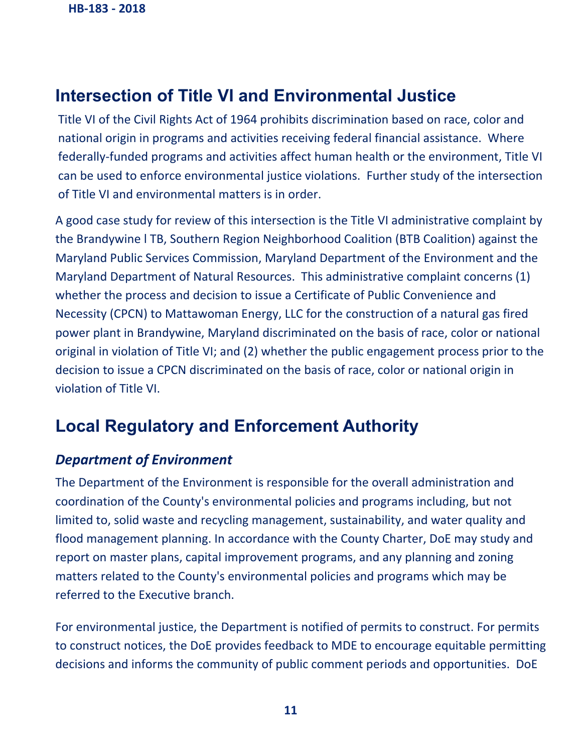## Intersection of Title VI and Environmental Justice

Title VI of the Civil Rights Act of 1964 prohibits discrimination based on race, color and national origin in programs and activities receiving federal financial assistance. Where federally-funded programs and activities affect human health or the environment, Title VI can be used to enforce environmental justice violations. Further study of the intersection of Title VI and environmental matters is in order.

A good case study for review of this intersection is the Title VI administrative complaint by the Brandywine l TB, Southern Region Neighborhood Coalition (BTB Coalition) against the Maryland Public Services Commission, Maryland Department of the Environment and the Maryland Department of Natural Resources. This administrative complaint concerns (1) whether the process and decision to issue a Certificate of Public Convenience and Necessity (CPCN) to Mattawoman Energy, LLC for the construction of a natural gas fired power plant in Brandywine, Maryland discriminated on the basis of race, color or national original in violation of Title VI; and (2) whether the public engagement process prior to the decision to issue a CPCN discriminated on the basis of race, color or national origin in violation of Title VI.

## Local Regulatory and Enforcement Authority

### *Department of Environment*

The Department of the Environment is responsible for the overall administration and coordination of the County's environmental policies and programs including, but not limited to, solid waste and recycling management, sustainability, and water quality and flood management planning. In accordance with the County Charter, DoE may study and report on master plans, capital improvement programs, and any planning and zoning matters related to the County's environmental policies and programs which may be referred to the Executive branch.

For environmental justice, the Department is notified of permits to construct. For permits to construct notices, the DoE provides feedback to MDE to encourage equitable permitting decisions and informs the community of public comment periods and opportunities. DoE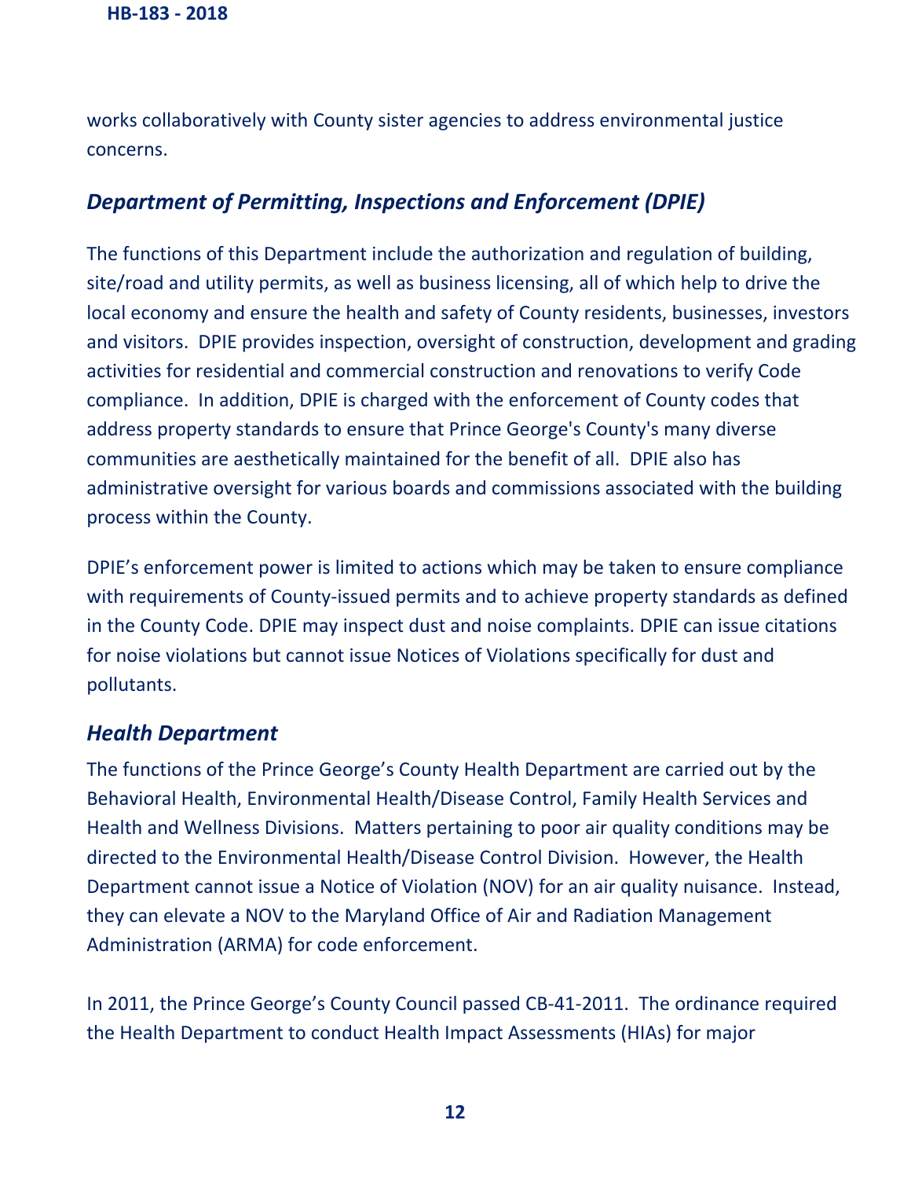works collaboratively with County sister agencies to address environmental justice concerns.

### *Department of Permitting, Inspections and Enforcement (DPIE)*

The functions of this Department include the authorization and regulation of building, site/road and utility permits, as well as business licensing, all of which help to drive the local economy and ensure the health and safety of County residents, businesses, investors and visitors. DPIE provides inspection, oversight of construction, development and grading activities for residential and commercial construction and renovations to verify Code compliance. In addition, DPIE is charged with the enforcement of County codes that address property standards to ensure that Prince George's County's many diverse communities are aesthetically maintained for the benefit of all. DPIE also has administrative oversight for various boards and commissions associated with the building process within the County.

DPIE's enforcement power is limited to actions which may be taken to ensure compliance with requirements of County-issued permits and to achieve property standards as defined in the County Code. DPIE may inspect dust and noise complaints. DPIE can issue citations for noise violations but cannot issue Notices of Violations specifically for dust and pollutants.

### *Health Department*

The functions of the Prince George's County Health Department are carried out by the Behavioral Health, Environmental Health/Disease Control, Family Health Services and Health and Wellness Divisions. Matters pertaining to poor air quality conditions may be directed to the Environmental Health/Disease Control Division. However, the Health Department cannot issue a Notice of Violation (NOV) for an air quality nuisance. Instead, they can elevate a NOV to the Maryland Office of Air and Radiation Management Administration (ARMA) for code enforcement.

In 2011, the Prince George's County Council passed CB-41-2011. The ordinance required the Health Department to conduct Health Impact Assessments (HIAs) for major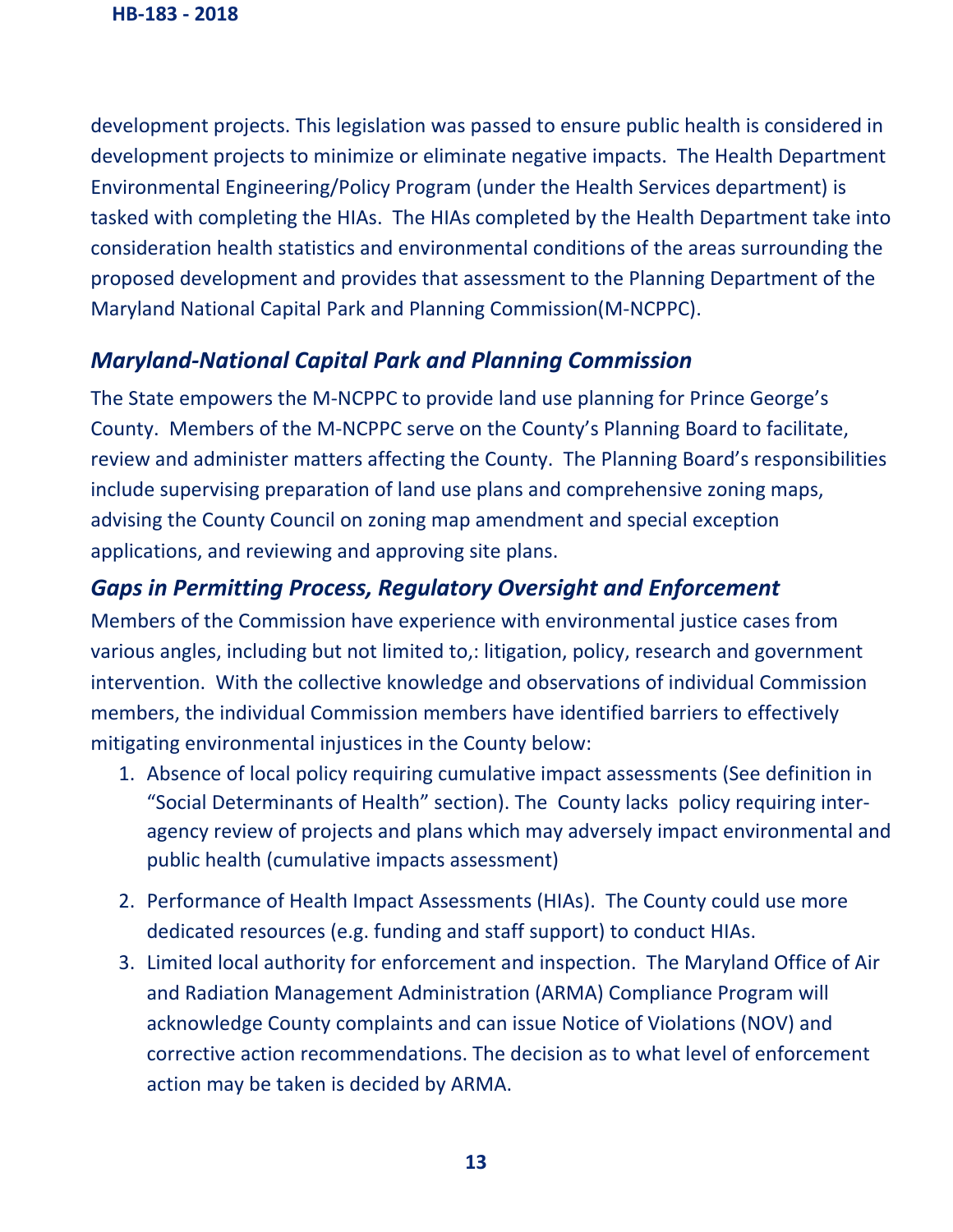development projects. This legislation was passed to ensure public health is considered in development projects to minimize or eliminate negative impacts. The Health Department Environmental Engineering/Policy Program (under the Health Services department) is tasked with completing the HIAs. The HIAs completed by the Health Department take into consideration health statistics and environmental conditions of the areas surrounding the proposed development and provides that assessment to the Planning Department of the Maryland National Capital Park and Planning Commission(M-NCPPC).

## *Maryland-National Capital Park and Planning Commission*

The State empowers the M-NCPPC to provide land use planning for Prince George's County. Members of the M-NCPPC serve on the County's Planning Board to facilitate, review and administer matters affecting the County. The Planning Board's responsibilities include supervising preparation of land use plans and comprehensive zoning maps, advising the County Council on zoning map amendment and special exception applications, and reviewing and approving site plans.

## *Gaps in Permitting Process, Regulatory Oversight and Enforcement*

Members of the Commission have experience with environmental justice cases from various angles, including but not limited to,: litigation, policy, research and government intervention. With the collective knowledge and observations of individual Commission members, the individual Commission members have identified barriers to effectively mitigating environmental injustices in the County below:

1. Absence of local policy requiring cumulative impact assessments (See definition in "Social Determinants of Health" section). The County lacks policy requiring inter-agency review of projects and plans which may adversely impact environmental and public health (cumulative impacts assessment)
2. Performance of Health Impact Assessments (HIAs). The County could use more dedicated resources (e.g. funding and staff support) to conduct HIAs.
3. Limited local authority for enforcement and inspection. The Maryland Office of Air and Radiation Management Administration (ARMA) Compliance Program will acknowledge County complaints and can issue Notice of Violations (NOV) and corrective action recommendations. The decision as to what level of enforcement action may be taken is decided by ARMA.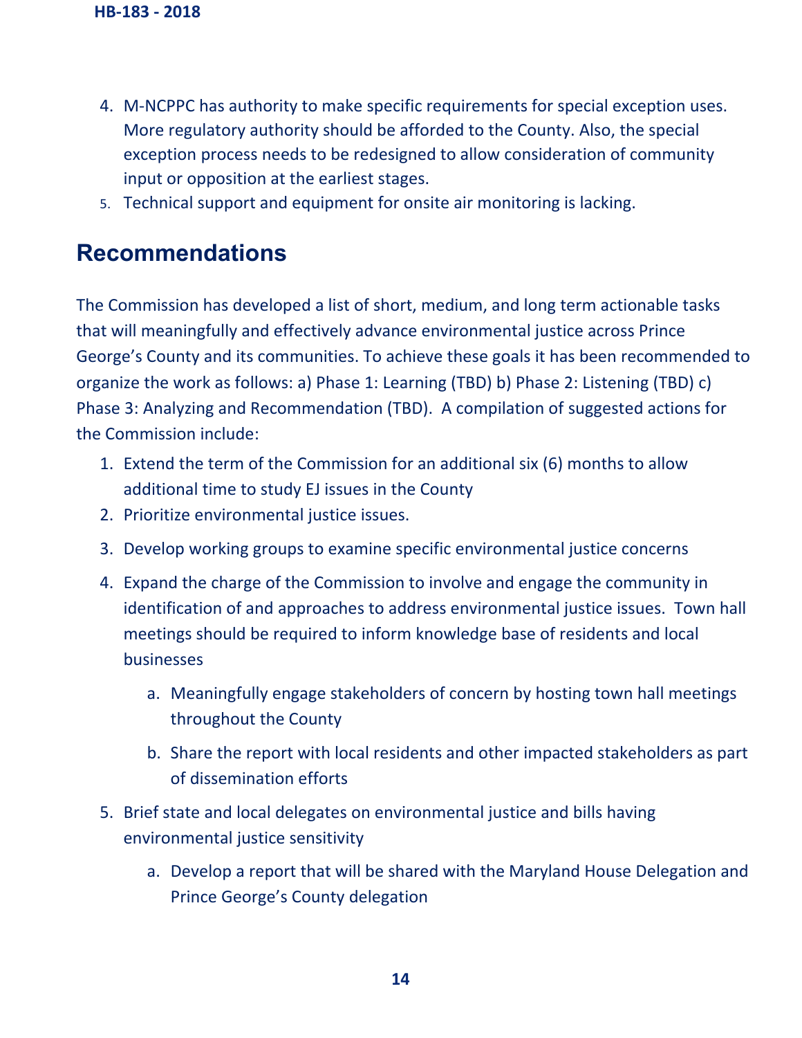4. M-NCPPC has authority to make specific requirements for special exception uses. More regulatory authority should be afforded to the County. Also, the special exception process needs to be redesigned to allow consideration of community input or opposition at the earliest stages.
5. Technical support and equipment for onsite air monitoring is lacking.

## Recommendations

The Commission has developed a list of short, medium, and long term actionable tasks that will meaningfully and effectively advance environmental justice across Prince George's County and its communities. To achieve these goals it has been recommended to organize the work as follows: a) Phase 1: Learning (TBD) b) Phase 2: Listening (TBD) c) Phase 3: Analyzing and Recommendation (TBD). A compilation of suggested actions for the Commission include:

1. Extend the term of the Commission for an additional six (6) months to allow additional time to study EJ issues in the County
2. Prioritize environmental justice issues.
3. Develop working groups to examine specific environmental justice concerns
4. Expand the charge of the Commission to involve and engage the community in identification of and approaches to address environmental justice issues. Town hall meetings should be required to inform knowledge base of residents and local businesses
    a. Meaningfully engage stakeholders of concern by hosting town hall meetings throughout the County
    b. Share the report with local residents and other impacted stakeholders as part of dissemination efforts
5. Brief state and local delegates on environmental justice and bills having environmental justice sensitivity
    a. Develop a report that will be shared with the Maryland House Delegation and Prince George's County delegation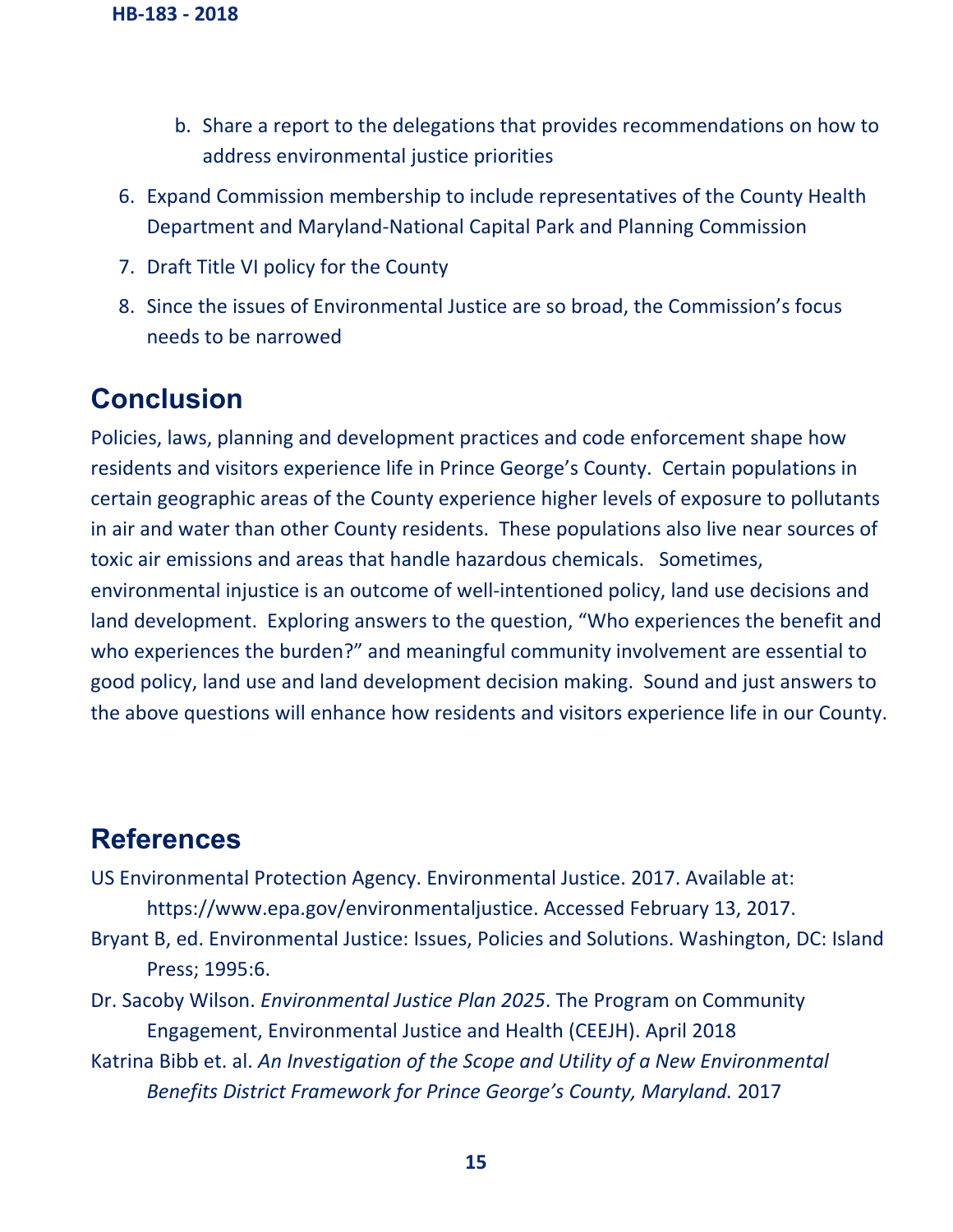b. Share a report to the delegations that provides recommendations on how to address environmental justice priorities

6. Expand Commission membership to include representatives of the County Health Department and Maryland-National Capital Park and Planning Commission
7. Draft Title VI policy for the County
8. Since the issues of Environmental Justice are so broad, the Commission's focus needs to be narrowed

## Conclusion

Policies, laws, planning and development practices and code enforcement shape how residents and visitors experience life in Prince George's County. Certain populations in certain geographic areas of the County experience higher levels of exposure to pollutants in air and water than other County residents. These populations also live near sources of toxic air emissions and areas that handle hazardous chemicals. Sometimes, environmental injustice is an outcome of well-intentioned policy, land use decisions and land development. Exploring answers to the question, "Who experiences the benefit and who experiences the burden?" and meaningful community involvement are essential to good policy, land use and land development decision making. Sound and just answers to the above questions will enhance how residents and visitors experience life in our County.

## References

US Environmental Protection Agency. Environmental Justice. 2017. Available at: https://www.epa.gov/environmentaljustice. Accessed February 13, 2017.

Bryant B, ed. Environmental Justice: Issues, Policies and Solutions. Washington, DC: Island Press; 1995:6.

Dr. Sacoby Wilson. *Environmental Justice Plan 2025*. The Program on Community Engagement, Environmental Justice and Health (CEEJH). April 2018

Katrina Bibb et. al. *An Investigation of the Scope and Utility of a New Environmental Benefits District Framework for Prince George's County, Maryland.* 2017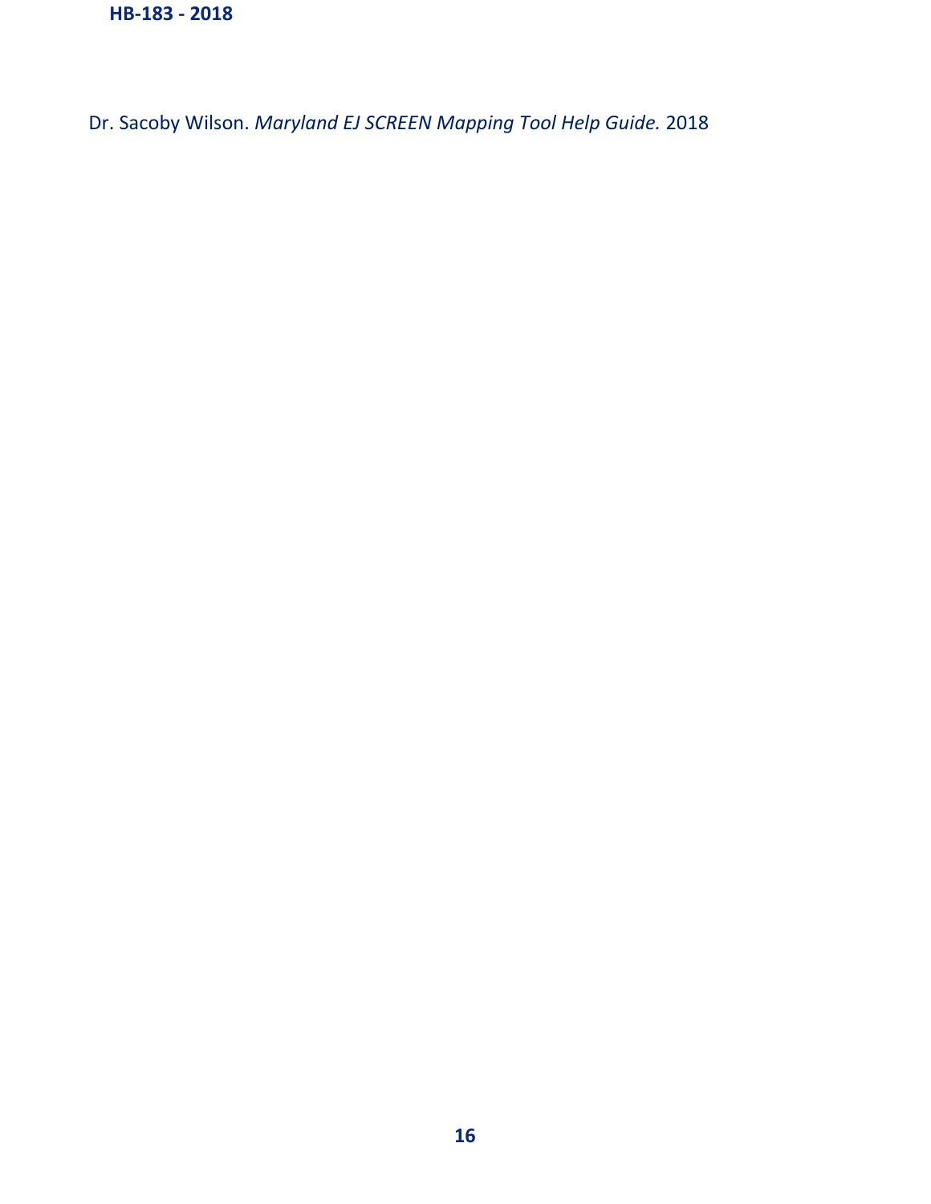Dr. Sacoby Wilson. *Maryland EJ SCREEN Mapping Tool Help Guide.* 2018